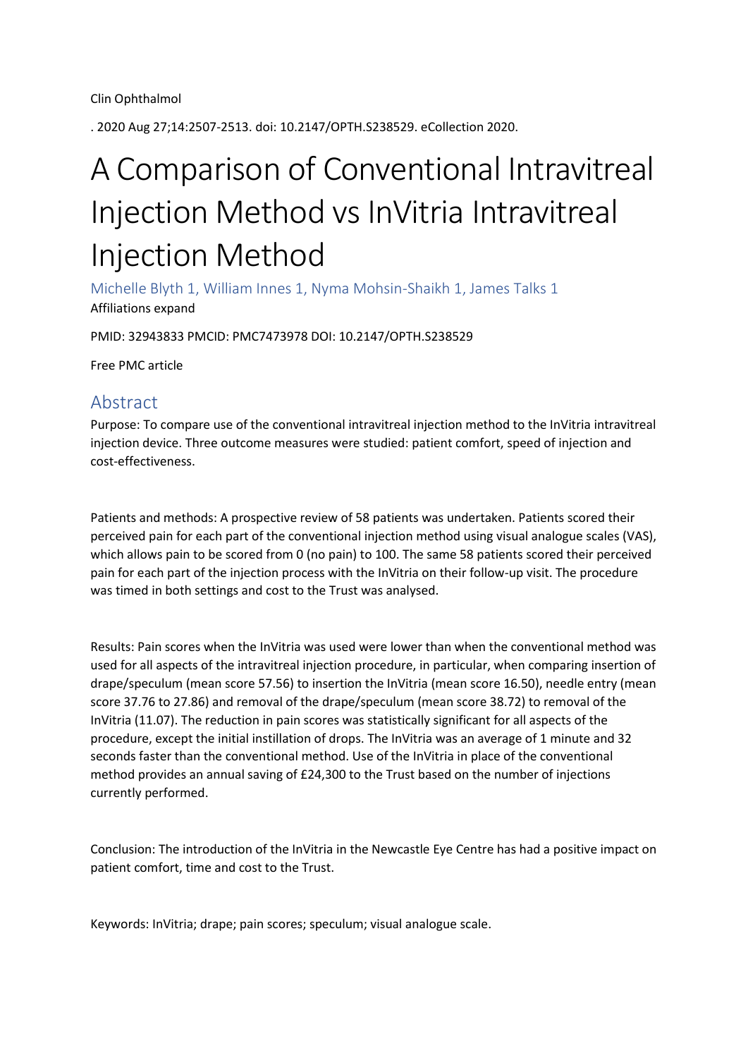Clin Ophthalmol

. 2020 Aug 27;14:2507-2513. doi: 10.2147/OPTH.S238529. eCollection 2020.

# A Comparison of Conventional Intravitreal Injection Method vs InVitria Intravitreal Injection Method

Michelle Blyth 1, William Innes 1, Nyma Mohsin-Shaikh 1, James Talks 1

Affiliations expand

PMID: 32943833 PMCID: PMC7473978 DOI: 10.2147/OPTH.S238529

Free PMC article

## Abstract

Purpose: To compare use of the conventional intravitreal injection method to the InVitria intravitreal injection device. Three outcome measures were studied: patient comfort, speed of injection and cost-effectiveness.

Patients and methods: A prospective review of 58 patients was undertaken. Patients scored their perceived pain for each part of the conventional injection method using visual analogue scales (VAS), which allows pain to be scored from 0 (no pain) to 100. The same 58 patients scored their perceived pain for each part of the injection process with the InVitria on their follow-up visit. The procedure was timed in both settings and cost to the Trust was analysed.

Results: Pain scores when the InVitria was used were lower than when the conventional method was used for all aspects of the intravitreal injection procedure, in particular, when comparing insertion of drape/speculum (mean score 57.56) to insertion the InVitria (mean score 16.50), needle entry (mean score 37.76 to 27.86) and removal of the drape/speculum (mean score 38.72) to removal of the InVitria (11.07). The reduction in pain scores was statistically significant for all aspects of the procedure, except the initial instillation of drops. The InVitria was an average of 1 minute and 32 seconds faster than the conventional method. Use of the InVitria in place of the conventional method provides an annual saving of £24,300 to the Trust based on the number of injections currently performed.

Conclusion: The introduction of the InVitria in the Newcastle Eye Centre has had a positive impact on patient comfort, time and cost to the Trust.

Keywords: InVitria; drape; pain scores; speculum; visual analogue scale.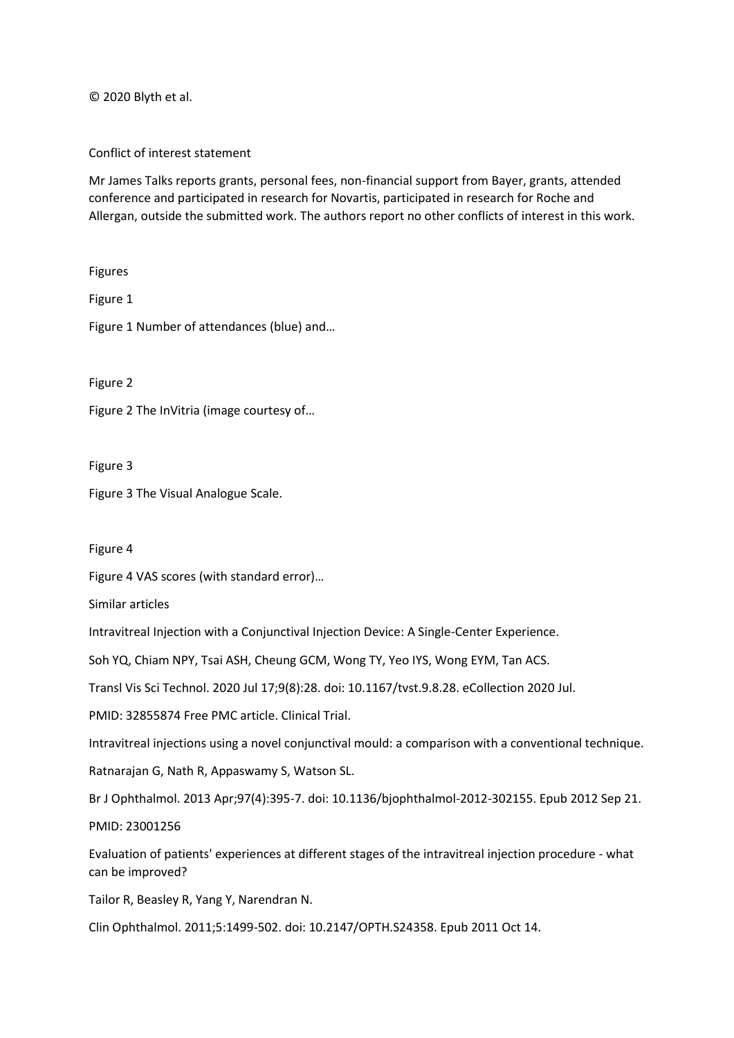© 2020 Blyth et al.

Conflict of interest statement

Mr James Talks reports grants, personal fees, non-financial support from Bayer, grants, attended conference and participated in research for Novartis, participated in research for Roche and Allergan, outside the submitted work. The authors report no other conflicts of interest in this work.

Figures

Figure 1

Figure 1 Number of attendances (blue) and…

Figure 2

Figure 2 The InVitria (image courtesy of…

Figure 3

Figure 3 The Visual Analogue Scale.

Figure 4

Figure 4 VAS scores (with standard error)…

Similar articles

Intravitreal Injection with a Conjunctival Injection Device: A Single-Center Experience.

Soh YQ, Chiam NPY, Tsai ASH, Cheung GCM, Wong TY, Yeo IYS, Wong EYM, Tan ACS.

Transl Vis Sci Technol. 2020 Jul 17;9(8):28. doi: 10.1167/tvst.9.8.28. eCollection 2020 Jul.

PMID: 32855874 Free PMC article. Clinical Trial.

Intravitreal injections using a novel conjunctival mould: a comparison with a conventional technique.

Ratnarajan G, Nath R, Appaswamy S, Watson SL.

Br J Ophthalmol. 2013 Apr;97(4):395-7. doi: 10.1136/bjophthalmol-2012-302155. Epub 2012 Sep 21.

PMID: 23001256

Evaluation of patients' experiences at different stages of the intravitreal injection procedure - what can be improved?

Tailor R, Beasley R, Yang Y, Narendran N.

Clin Ophthalmol. 2011;5:1499-502. doi: 10.2147/OPTH.S24358. Epub 2011 Oct 14.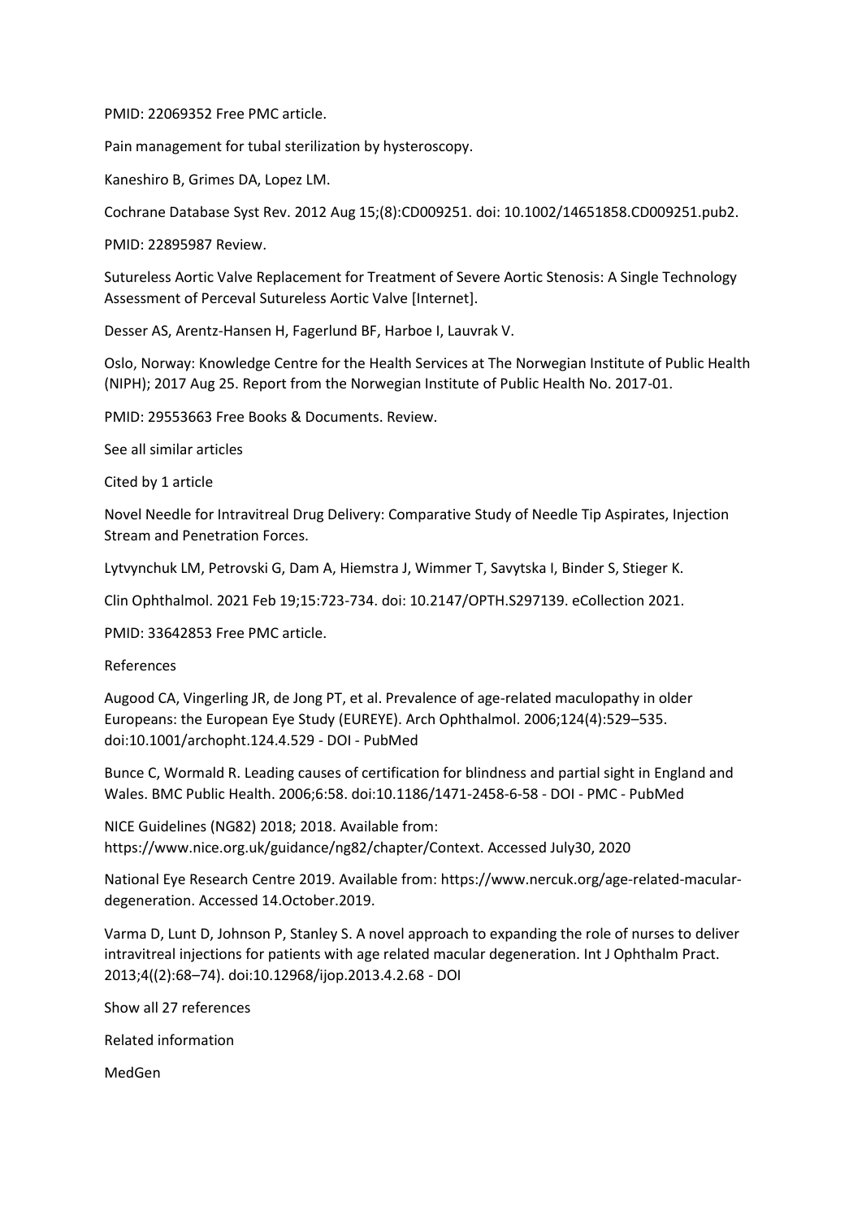PMID: 22069352 Free PMC article.

Pain management for tubal sterilization by hysteroscopy.

Kaneshiro B, Grimes DA, Lopez LM.

Cochrane Database Syst Rev. 2012 Aug 15;(8):CD009251. doi: 10.1002/14651858.CD009251.pub2.

PMID: 22895987 Review.

Sutureless Aortic Valve Replacement for Treatment of Severe Aortic Stenosis: A Single Technology Assessment of Perceval Sutureless Aortic Valve [Internet].

Desser AS, Arentz-Hansen H, Fagerlund BF, Harboe I, Lauvrak V.

Oslo, Norway: Knowledge Centre for the Health Services at The Norwegian Institute of Public Health (NIPH); 2017 Aug 25. Report from the Norwegian Institute of Public Health No. 2017-01.

PMID: 29553663 Free Books & Documents. Review.

See all similar articles

Cited by 1 article

Novel Needle for Intravitreal Drug Delivery: Comparative Study of Needle Tip Aspirates, Injection Stream and Penetration Forces.

Lytvynchuk LM, Petrovski G, Dam A, Hiemstra J, Wimmer T, Savytska I, Binder S, Stieger K.

Clin Ophthalmol. 2021 Feb 19;15:723-734. doi: 10.2147/OPTH.S297139. eCollection 2021.

PMID: 33642853 Free PMC article.

References

Augood CA, Vingerling JR, de Jong PT, et al. Prevalence of age-related maculopathy in older Europeans: the European Eye Study (EUREYE). Arch Ophthalmol. 2006;124(4):529–535. doi:10.1001/archopht.124.4.529 - DOI - PubMed

Bunce C, Wormald R. Leading causes of certification for blindness and partial sight in England and Wales. BMC Public Health. 2006;6:58. doi:10.1186/1471-2458-6-58 - DOI - PMC - PubMed

NICE Guidelines (NG82) 2018; 2018. Available from: https://www.nice.org.uk/guidance/ng82/chapter/Context. Accessed July30, 2020

National Eye Research Centre 2019. Available from: https://www.nercuk.org/age-related-macular-degeneration. Accessed 14.October.2019.

Varma D, Lunt D, Johnson P, Stanley S. A novel approach to expanding the role of nurses to deliver intravitreal injections for patients with age related macular degeneration. Int J Ophthalm Pract. 2013;4((2):68–74). doi:10.12968/ijop.2013.4.2.68 - DOI

Show all 27 references

Related information

MedGen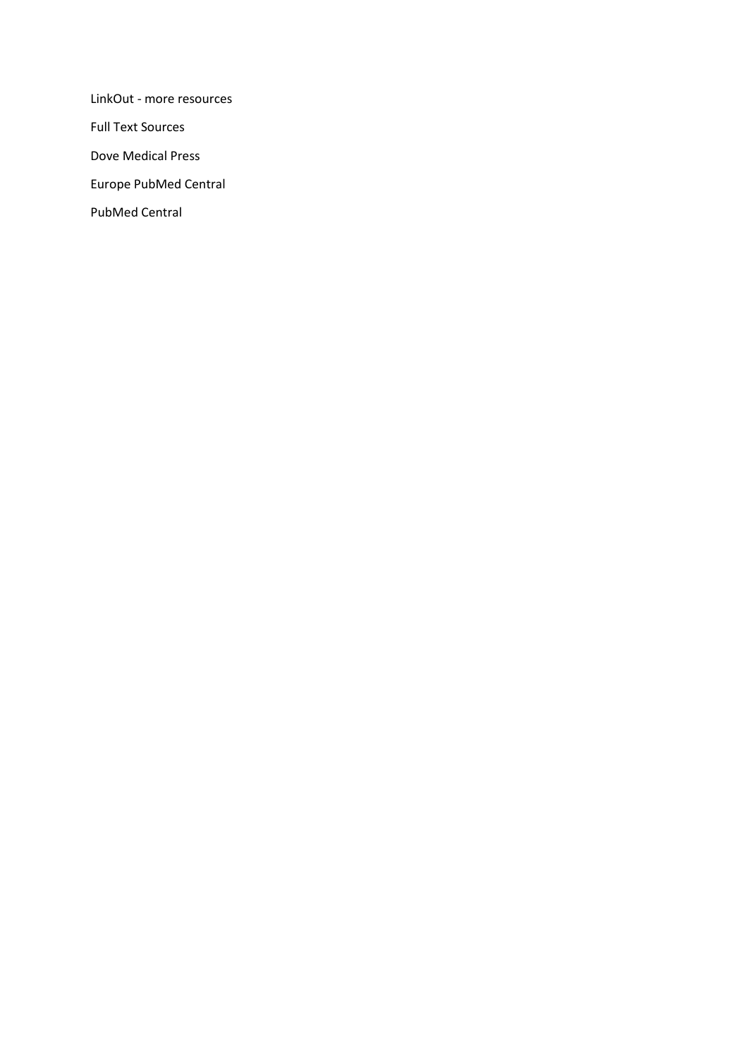LinkOut - more resources

Full Text Sources

Dove Medical Press

Europe PubMed Central

PubMed Central